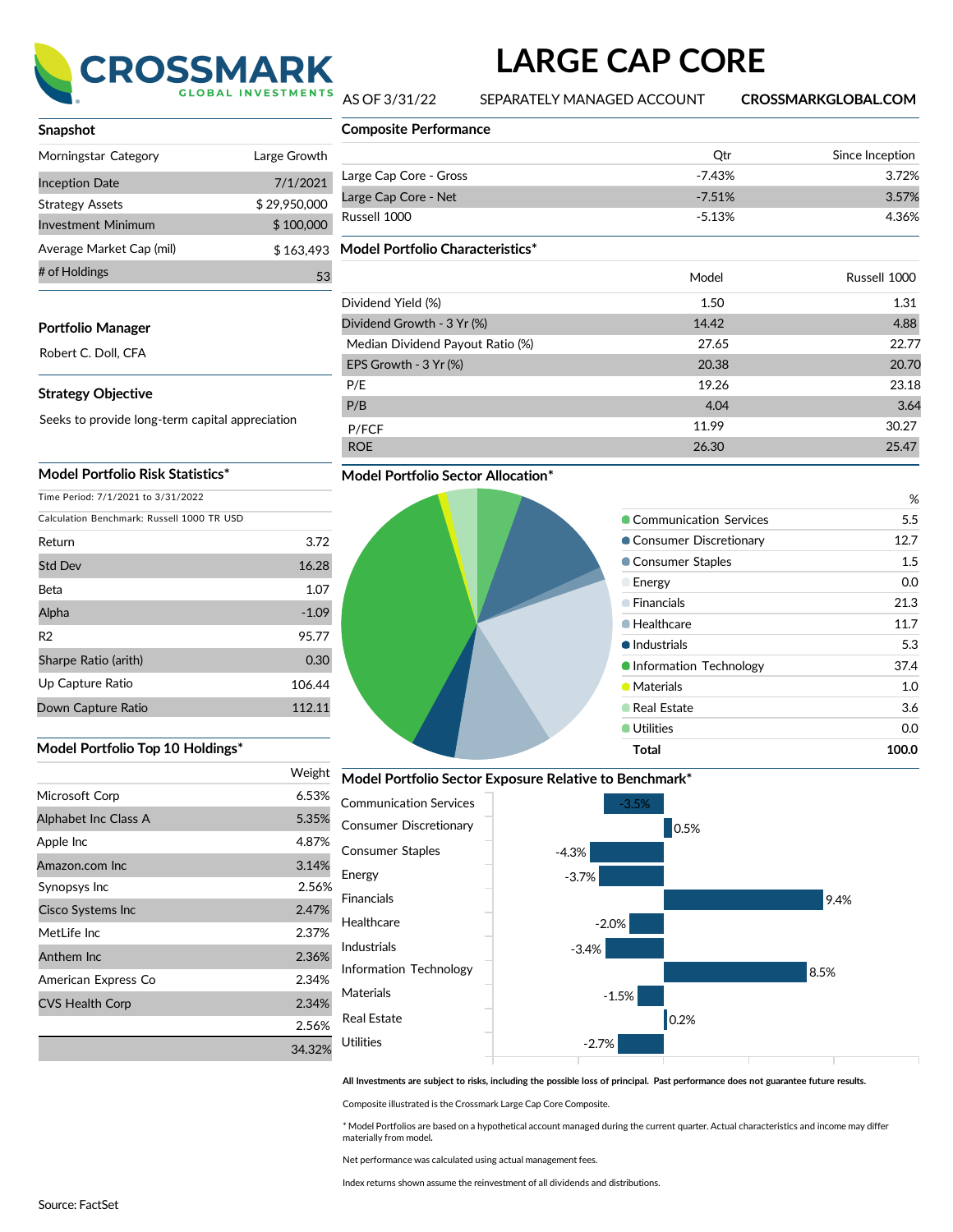# CROSSMARK GLOBAL INVESTMENTS

# LARGE CAP CORE

AS OF 3/31/22 SEPARATELY MANAGED ACCOUNT **CROSSMARKGLOBAL.COM**

## Snapshot

| | |
|---|---|
| Morningstar Category | Large Growth |
| Inception Date | 7/1/2021 |
| Strategy Assets | $ 29,950,000 |
| Investment Minimum | $ 100,000 |
| Average Market Cap (mil) | $ 163,493 |
| # of Holdings | 53 |

## Portfolio Manager

Robert C. Doll, CFA

## Strategy Objective

Seeks to provide long-term capital appreciation

## Model Portfolio Risk Statistics*

Time Period: 7/1/2021 to 3/31/2022

Calculation Benchmark: Russell 1000 TR USD

| | |
|---|---|
| Return | 3.72 |
| Std Dev | 16.28 |
| Beta | 1.07 |
| Alpha | -1.09 |
| R2 | 95.77 |
| Sharpe Ratio (arith) | 0.30 |
| Up Capture Ratio | 106.44 |
| Down Capture Ratio | 112.11 |

## Model Portfolio Top 10 Holdings*

| | Weight |
|---|---|
| Microsoft Corp | 6.53% |
| Alphabet Inc Class A | 5.35% |
| Apple Inc | 4.87% |
| Amazon.com Inc | 3.14% |
| Synopsys Inc | 2.56% |
| Cisco Systems Inc | 2.47% |
| MetLife Inc | 2.37% |
| Anthem Inc | 2.36% |
| American Express Co | 2.34% |
| CVS Health Corp | 2.34% |
| | 2.56% |
| | 34.32% |

## Composite Performance

| | Qtr | Since Inception |
|---|---|---|
| Large Cap Core - Gross | -7.43% | 3.72% |
| Large Cap Core - Net | -7.51% | 3.57% |
| Russell 1000 | -5.13% | 4.36% |

## Model Portfolio Characteristics*

| | Model | Russell 1000 |
|---|---|---|
| Dividend Yield (%) | 1.50 | 1.31 |
| Dividend Growth - 3 Yr (%) | 14.42 | 4.88 |
| Median Dividend Payout Ratio (%) | 27.65 | 22.77 |
| EPS Growth - 3 Yr (%) | 20.38 | 20.70 |
| P/E | 19.26 | 23.18 |
| P/B | 4.04 | 3.64 |
| P/FCF | 11.99 | 30.27 |
| ROE | 26.30 | 25.47 |

## Model Portfolio Sector Allocation*

| | % |
|---|---|
| Communication Services | 5.5 |
| Consumer Discretionary | 12.7 |
| Consumer Staples | 1.5 |
| Energy | 0.0 |
| Financials | 21.3 |
| Healthcare | 11.7 |
| Industrials | 5.3 |
| Information Technology | 37.4 |
| Materials | 1.0 |
| Real Estate | 3.6 |
| Utilities | 0.0 |
| **Total** | **100.0** |

## Model Portfolio Sector Exposure Relative to Benchmark*

| Sector | Relative Exposure |
|---|---|
| Communication Services | -3.5% |
| Consumer Discretionary | 0.5% |
| Consumer Staples | -4.3% |
| Energy | -3.7% |
| Financials | 9.4% |
| Healthcare | -2.0% |
| Industrials | -3.4% |
| Information Technology | 8.5% |
| Materials | -1.5% |
| Real Estate | 0.2% |
| Utilities | -2.7% |

**All Investments are subject to risks, including the possible loss of principal. Past performance does not guarantee future results.**

Composite illustrated is the Crossmark Large Cap Core Composite.

* Model Portfolios are based on a hypothetical account managed during the current quarter. Actual characteristics and income may differ materially from model.

Net performance was calculated using actual management fees.

Index returns shown assume the reinvestment of all dividends and distributions.

Source: FactSet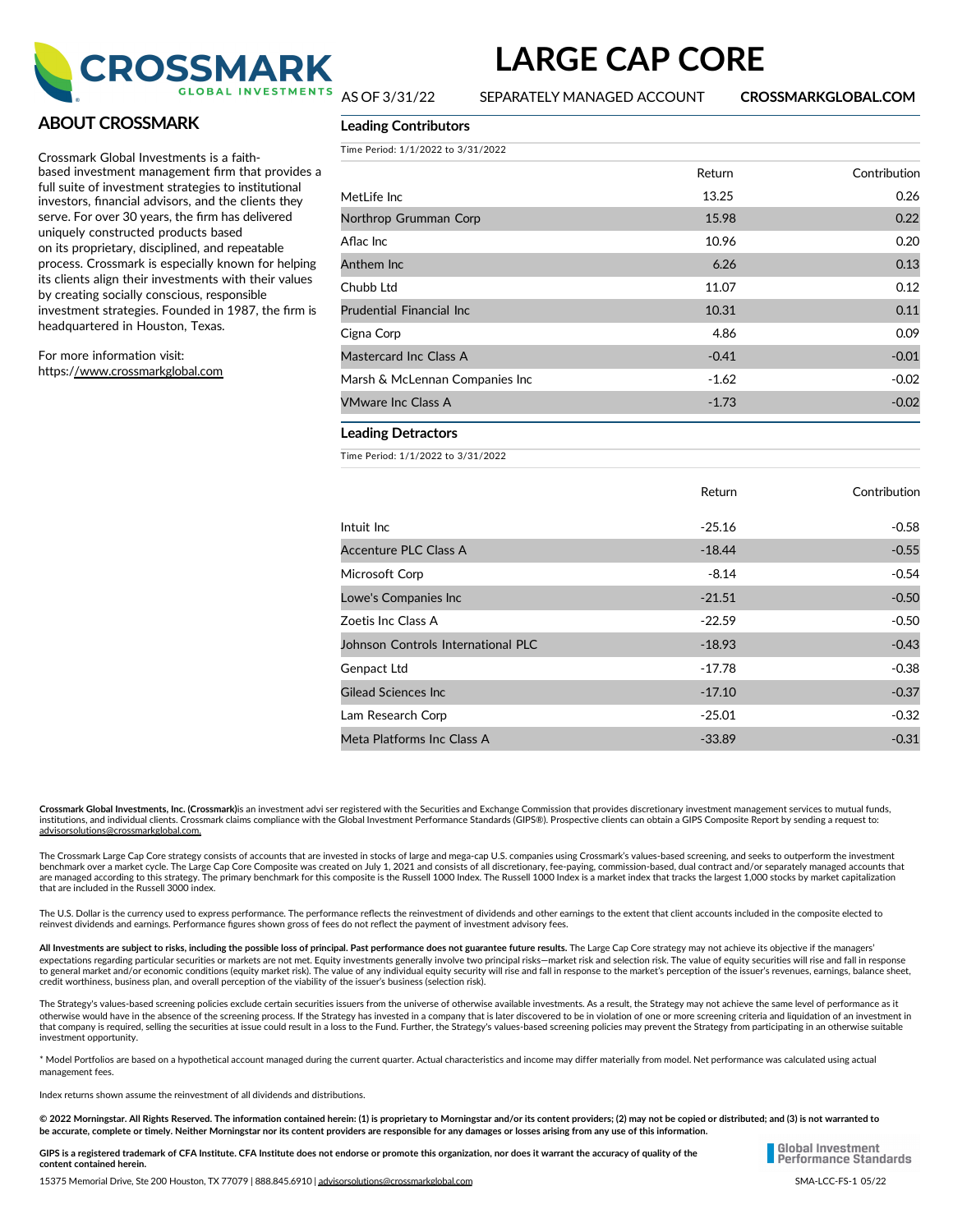# LARGE CAP CORE

AS OF 3/31/22 SEPARATELY MANAGED ACCOUNT **CROSSMARKGLOBAL.COM**

## ABOUT CROSSMARK

Crossmark Global Investments is a faith-based investment management firm that provides a full suite of investment strategies to institutional investors, financial advisors, and the clients they serve. For over 30 years, the firm has delivered uniquely constructed products based on its proprietary, disciplined, and repeatable process. Crossmark is especially known for helping its clients align their investments with their values by creating socially conscious, responsible investment strategies. Founded in 1987, the firm is headquartered in Houston, Texas.

For more information visit:
https://www.crossmarkglobal.com

## Leading Contributors

Time Period: 1/1/2022 to 3/31/2022

| | Return | Contribution |
|---|---|---|
| MetLife Inc | 13.25 | 0.26 |
| Northrop Grumman Corp | 15.98 | 0.22 |
| Aflac Inc | 10.96 | 0.20 |
| Anthem Inc | 6.26 | 0.13 |
| Chubb Ltd | 11.07 | 0.12 |
| Prudential Financial Inc | 10.31 | 0.11 |
| Cigna Corp | 4.86 | 0.09 |
| Mastercard Inc Class A | -0.41 | -0.01 |
| Marsh & McLennan Companies Inc | -1.62 | -0.02 |
| VMware Inc Class A | -1.73 | -0.02 |

## Leading Detractors

Time Period: 1/1/2022 to 3/31/2022

| | Return | Contribution |
|---|---|---|
| Intuit Inc | -25.16 | -0.58 |
| Accenture PLC Class A | -18.44 | -0.55 |
| Microsoft Corp | -8.14 | -0.54 |
| Lowe's Companies Inc | -21.51 | -0.50 |
| Zoetis Inc Class A | -22.59 | -0.50 |
| Johnson Controls International PLC | -18.93 | -0.43 |
| Genpact Ltd | -17.78 | -0.38 |
| Gilead Sciences Inc | -17.10 | -0.37 |
| Lam Research Corp | -25.01 | -0.32 |
| Meta Platforms Inc Class A | -33.89 | -0.31 |

**Crossmark Global Investments, Inc. (Crossmark)**is an investment advi ser registered with the Securities and Exchange Commission that provides discretionary investment management services to mutual funds, institutions, and individual clients. Crossmark claims compliance with the Global Investment Performance Standards (GIPS®). Prospective clients can obtain a GIPS Composite Report by sending a request to: advisorsolutions@crossmarkglobal.com.

The Crossmark Large Cap Core strategy consists of accounts that are invested in stocks of large and mega-cap U.S. companies using Crossmark's values-based screening, and seeks to outperform the investment benchmark over a market cycle. The Large Cap Core Composite was created on July 1, 2021 and consists of all discretionary, fee-paying, commission-based, dual contract and/or separately managed accounts that are managed according to this strategy. The primary benchmark for this composite is the Russell 1000 Index. The Russell 1000 Index is a market index that tracks the largest 1,000 stocks by market capitalization that are included in the Russell 3000 index.

The U.S. Dollar is the currency used to express performance. The performance reflects the reinvestment of dividends and other earnings to the extent that client accounts included in the composite elected to reinvest dividends and earnings. Performance figures shown gross of fees do not reflect the payment of investment advisory fees.

**All Investments are subject to risks, including the possible loss of principal. Past performance does not guarantee future results.** The Large Cap Core strategy may not achieve its objective if the managers' expectations regarding particular securities or markets are not met. Equity investments generally involve two principal risks—market risk and selection risk. The value of equity securities will rise and fall in response to general market and/or economic conditions (equity market risk). The value of any individual equity security will rise and fall in response to the market's perception of the issuer's revenues, earnings, balance sheet, credit worthiness, business plan, and overall perception of the viability of the issuer's business (selection risk).

The Strategy's values-based screening policies exclude certain securities issuers from the universe of otherwise available investments. As a result, the Strategy may not achieve the same level of performance as it otherwise would have in the absence of the screening process. If the Strategy has invested in a company that is later discovered to be in violation of one or more screening criteria and liquidation of an investment in that company is required, selling the securities at issue could result in a loss to the Fund. Further, the Strategy's values-based screening policies may prevent the Strategy from participating in an otherwise suitable investment opportunity.

* Model Portfolios are based on a hypothetical account managed during the current quarter. Actual characteristics and income may differ materially from model. Net performance was calculated using actual management fees.

Index returns shown assume the reinvestment of all dividends and distributions.

**© 2022 Morningstar. All Rights Reserved. The information contained herein: (1) is proprietary to Morningstar and/or its content providers; (2) may not be copied or distributed; and (3) is not warranted to be accurate, complete or timely. Neither Morningstar nor its content providers are responsible for any damages or losses arising from any use of this information.**

**GIPS is a registered trademark of CFA Institute. CFA Institute does not endorse or promote this organization, nor does it warrant the accuracy of quality of the content contained herein.**

Global Investment Performance Standards

15375 Memorial Drive, Ste 200 Houston, TX 77079 | 888.845.6910 | advisorsolutions@crossmarkglobal.com

SMA-LCC-FS-1 05/22